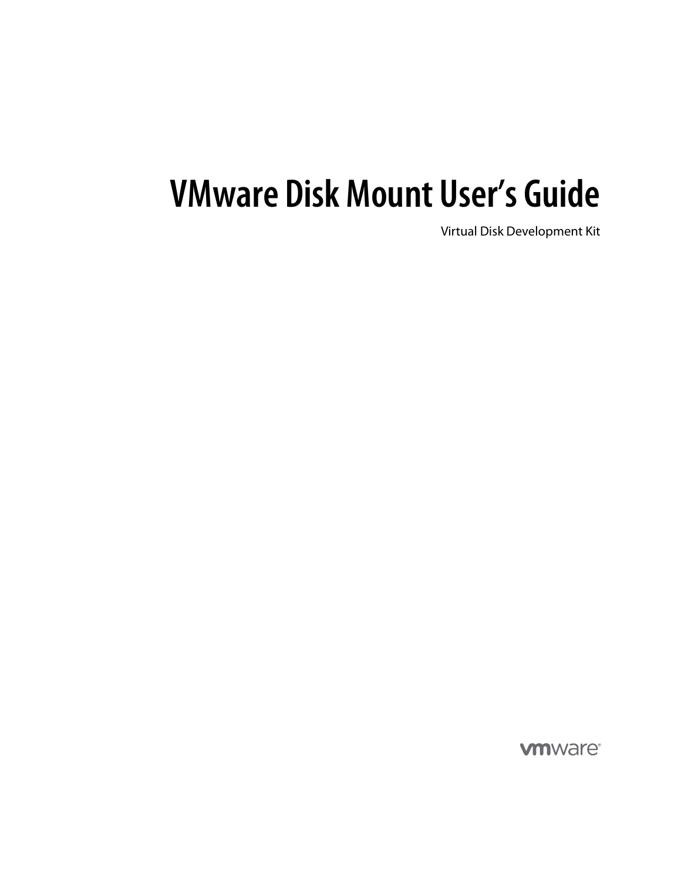# VMware Disk Mount User's Guide

Virtual Disk Development Kit

vmware®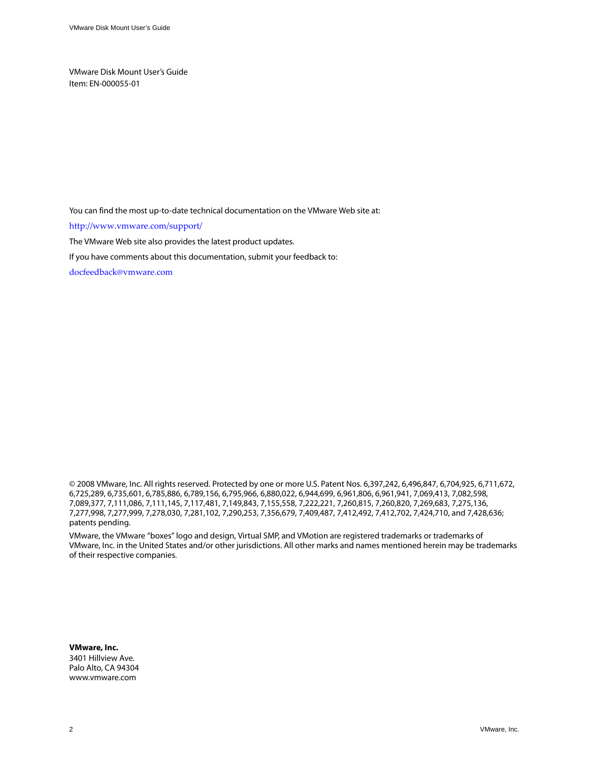VMware Disk Mount User's Guide
Item: EN-000055-01

You can find the most up-to-date technical documentation on the VMware Web site at:

http://www.vmware.com/support/

The VMware Web site also provides the latest product updates.

If you have comments about this documentation, submit your feedback to:

docfeedback@vmware.com

© 2008 VMware, Inc. All rights reserved. Protected by one or more U.S. Patent Nos. 6,397,242, 6,496,847, 6,704,925, 6,711,672, 6,725,289, 6,735,601, 6,785,886, 6,789,156, 6,795,966, 6,880,022, 6,944,699, 6,961,806, 6,961,941, 7,069,413, 7,082,598, 7,089,377, 7,111,086, 7,111,145, 7,117,481, 7,149,843, 7,155,558, 7,222,221, 7,260,815, 7,260,820, 7,269,683, 7,275,136, 7,277,998, 7,277,999, 7,278,030, 7,281,102, 7,290,253, 7,356,679, 7,409,487, 7,412,492, 7,412,702, 7,424,710, and 7,428,636; patents pending.

VMware, the VMware "boxes" logo and design, Virtual SMP, and VMotion are registered trademarks or trademarks of VMware, Inc. in the United States and/or other jurisdictions. All other marks and names mentioned herein may be trademarks of their respective companies.

**VMware, Inc.**
3401 Hillview Ave.
Palo Alto, CA 94304
www.vmware.com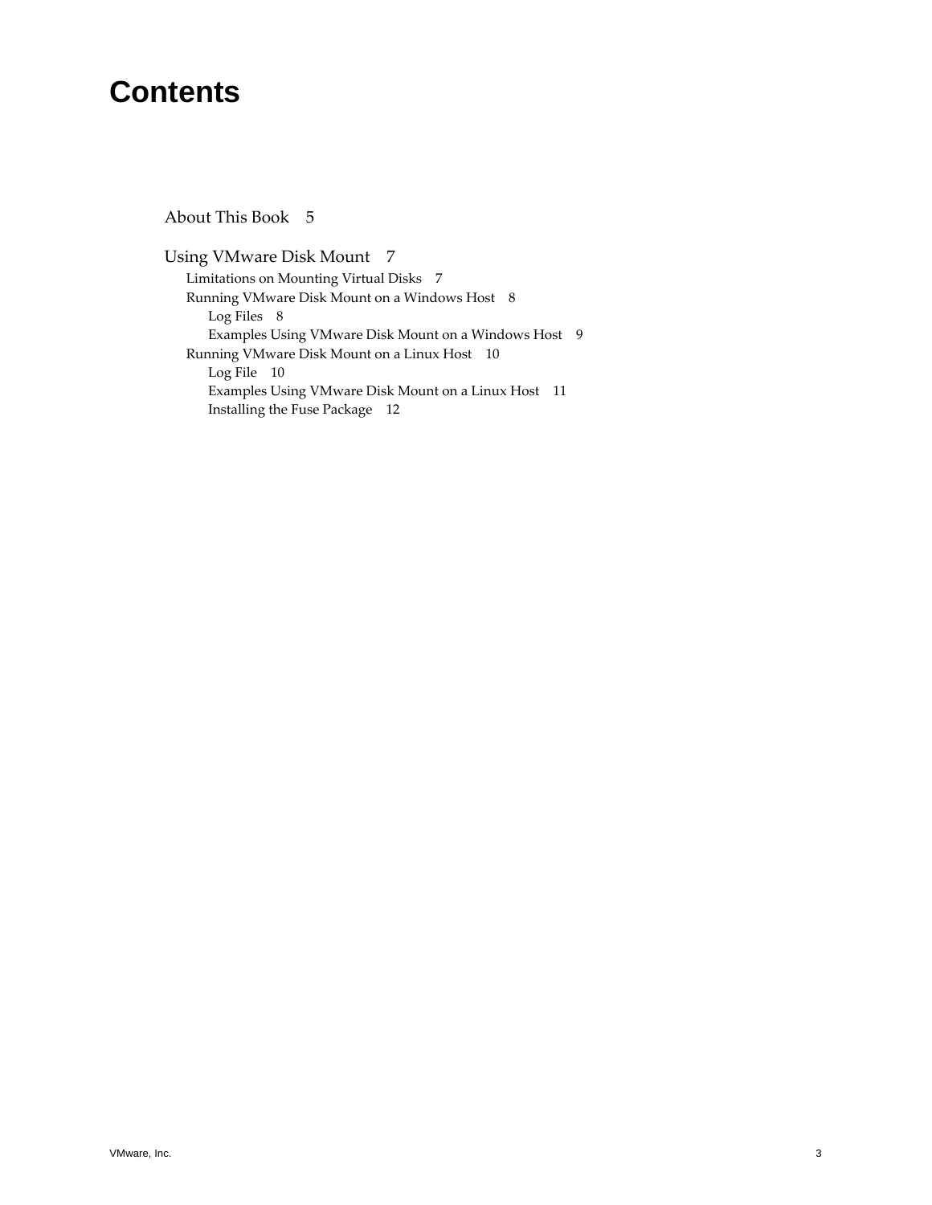# Contents

About This Book 5

Using VMware Disk Mount 7

- Limitations on Mounting Virtual Disks 7
- Running VMware Disk Mount on a Windows Host 8
  - Log Files 8
  - Examples Using VMware Disk Mount on a Windows Host 9
- Running VMware Disk Mount on a Linux Host 10
  - Log File 10
  - Examples Using VMware Disk Mount on a Linux Host 11
  - Installing the Fuse Package 12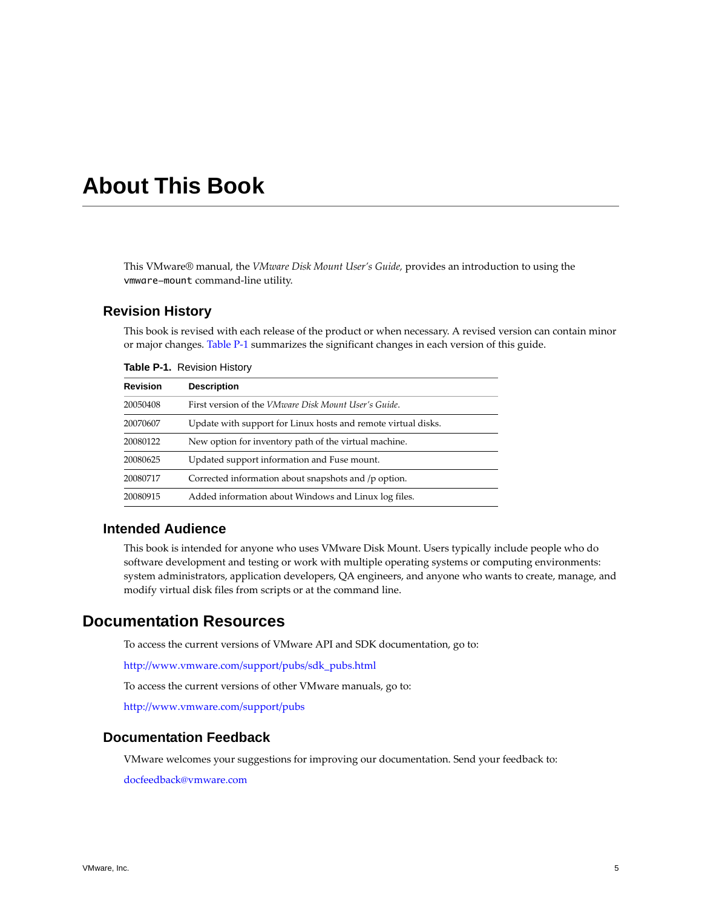# About This Book

This VMware® manual, the *VMware Disk Mount User's Guide*, provides an introduction to using the `vmware-mount` command-line utility.

## Revision History

This book is revised with each release of the product or when necessary. A revised version can contain minor or major changes. Table P-1 summarizes the significant changes in each version of this guide.

**Table P-1.** Revision History

| Revision | Description |
|---|---|
| 20050408 | First version of the *VMware Disk Mount User's Guide*. |
| 20070607 | Update with support for Linux hosts and remote virtual disks. |
| 20080122 | New option for inventory path of the virtual machine. |
| 20080625 | Updated support information and Fuse mount. |
| 20080717 | Corrected information about snapshots and /p option. |
| 20080915 | Added information about Windows and Linux log files. |

## Intended Audience

This book is intended for anyone who uses VMware Disk Mount. Users typically include people who do software development and testing or work with multiple operating systems or computing environments: system administrators, application developers, QA engineers, and anyone who wants to create, manage, and modify virtual disk files from scripts or at the command line.

# Documentation Resources

To access the current versions of VMware API and SDK documentation, go to:

http://www.vmware.com/support/pubs/sdk_pubs.html

To access the current versions of other VMware manuals, go to:

http://www.vmware.com/support/pubs

## Documentation Feedback

VMware welcomes your suggestions for improving our documentation. Send your feedback to:

docfeedback@vmware.com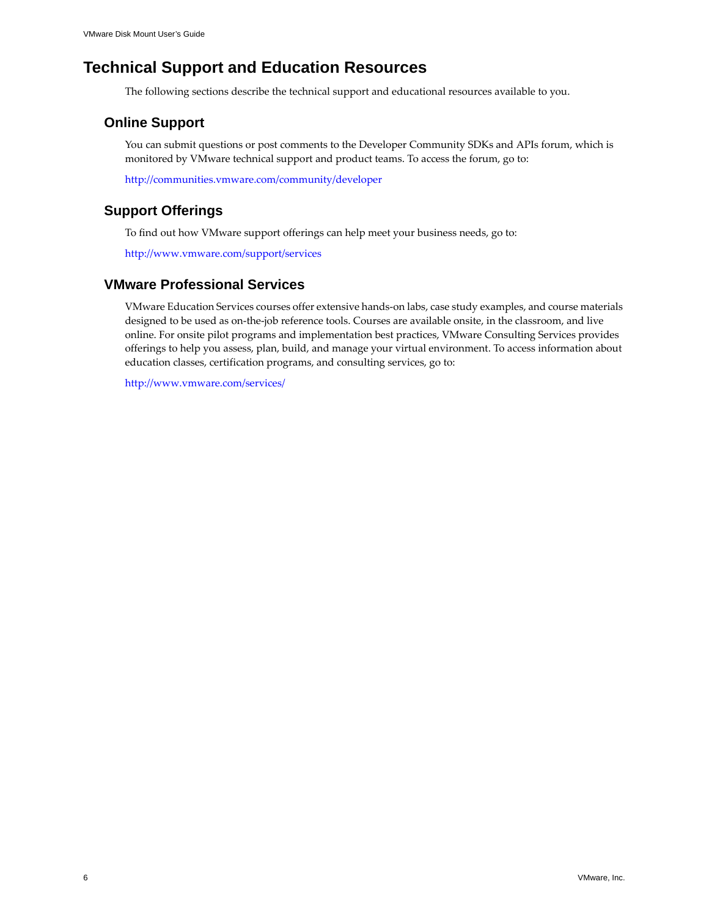# Technical Support and Education Resources

The following sections describe the technical support and educational resources available to you.

## Online Support

You can submit questions or post comments to the Developer Community SDKs and APIs forum, which is monitored by VMware technical support and product teams. To access the forum, go to:

http://communities.vmware.com/community/developer

## Support Offerings

To find out how VMware support offerings can help meet your business needs, go to:

http://www.vmware.com/support/services

## VMware Professional Services

VMware Education Services courses offer extensive hands-on labs, case study examples, and course materials designed to be used as on-the-job reference tools. Courses are available onsite, in the classroom, and live online. For onsite pilot programs and implementation best practices, VMware Consulting Services provides offerings to help you assess, plan, build, and manage your virtual environment. To access information about education classes, certification programs, and consulting services, go to:

http://www.vmware.com/services/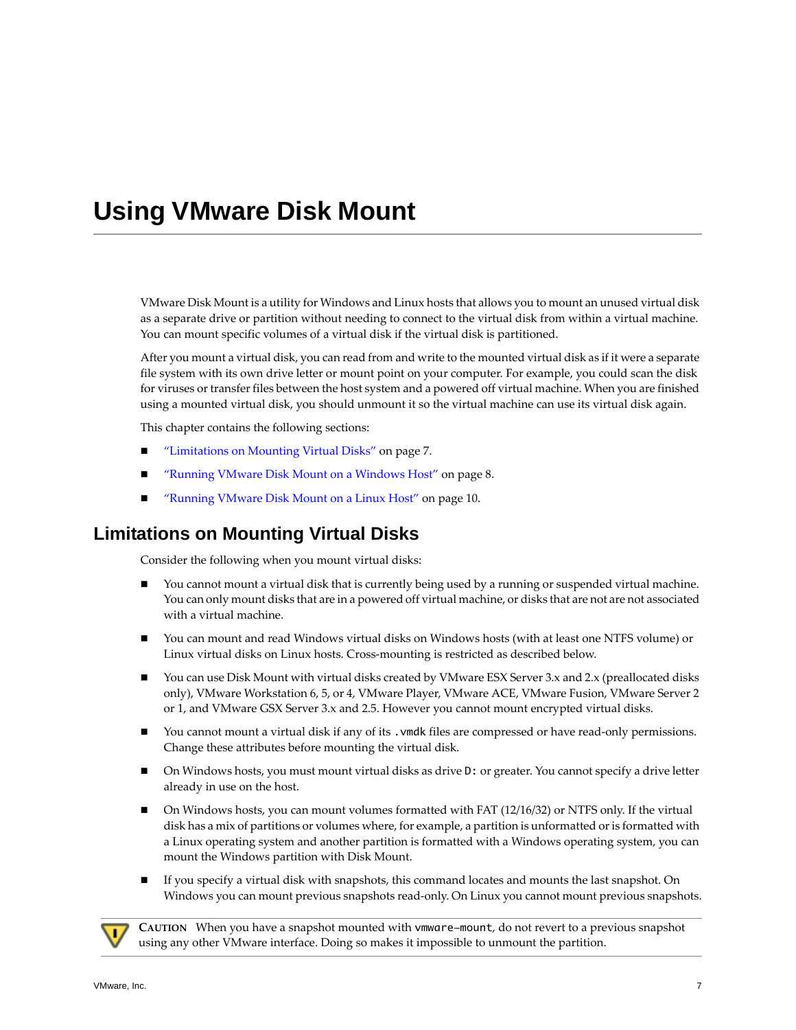# Using VMware Disk Mount

VMware Disk Mount is a utility for Windows and Linux hosts that allows you to mount an unused virtual disk as a separate drive or partition without needing to connect to the virtual disk from within a virtual machine. You can mount specific volumes of a virtual disk if the virtual disk is partitioned.

After you mount a virtual disk, you can read from and write to the mounted virtual disk as if it were a separate file system with its own drive letter or mount point on your computer. For example, you could scan the disk for viruses or transfer files between the host system and a powered off virtual machine. When you are finished using a mounted virtual disk, you should unmount it so the virtual machine can use its virtual disk again.

This chapter contains the following sections:

- "Limitations on Mounting Virtual Disks" on page 7.
- "Running VMware Disk Mount on a Windows Host" on page 8.
- "Running VMware Disk Mount on a Linux Host" on page 10.

## Limitations on Mounting Virtual Disks

Consider the following when you mount virtual disks:

- You cannot mount a virtual disk that is currently being used by a running or suspended virtual machine. You can only mount disks that are in a powered off virtual machine, or disks that are not are not associated with a virtual machine.
- You can mount and read Windows virtual disks on Windows hosts (with at least one NTFS volume) or Linux virtual disks on Linux hosts. Cross-mounting is restricted as described below.
- You can use Disk Mount with virtual disks created by VMware ESX Server 3.x and 2.x (preallocated disks only), VMware Workstation 6, 5, or 4, VMware Player, VMware ACE, VMware Fusion, VMware Server 2 or 1, and VMware GSX Server 3.x and 2.5. However you cannot mount encrypted virtual disks.
- You cannot mount a virtual disk if any of its `.vmdk` files are compressed or have read-only permissions. Change these attributes before mounting the virtual disk.
- On Windows hosts, you must mount virtual disks as drive `D:` or greater. You cannot specify a drive letter already in use on the host.
- On Windows hosts, you can mount volumes formatted with FAT (12/16/32) or NTFS only. If the virtual disk has a mix of partitions or volumes where, for example, a partition is unformatted or is formatted with a Linux operating system and another partition is formatted with a Windows operating system, you can mount the Windows partition with Disk Mount.
- If you specify a virtual disk with snapshots, this command locates and mounts the last snapshot. On Windows you can mount previous snapshots read-only. On Linux you cannot mount previous snapshots.

**CAUTION** When you have a snapshot mounted with `vmware-mount`, do not revert to a previous snapshot using any other VMware interface. Doing so makes it impossible to unmount the partition.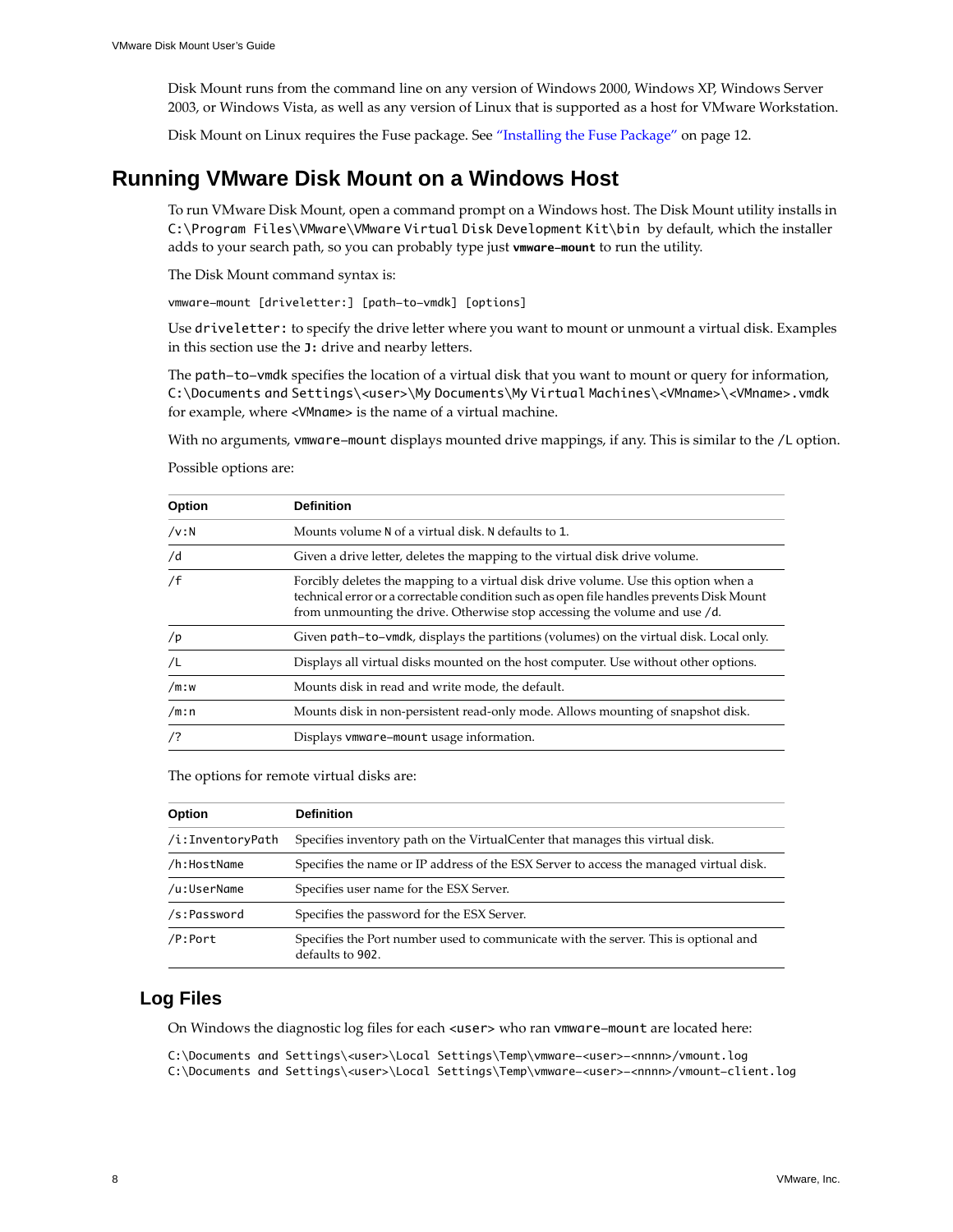Disk Mount runs from the command line on any version of Windows 2000, Windows XP, Windows Server 2003, or Windows Vista, as well as any version of Linux that is supported as a host for VMware Workstation.

Disk Mount on Linux requires the Fuse package. See "Installing the Fuse Package" on page 12.

## Running VMware Disk Mount on a Windows Host

To run VMware Disk Mount, open a command prompt on a Windows host. The Disk Mount utility installs in `C:\Program Files\VMware\VMware Virtual Disk Development Kit\bin` by default, which the installer adds to your search path, so you can probably type just **`vmware-mount`** to run the utility.

The Disk Mount command syntax is:

```
vmware-mount [driveletter:] [path-to-vmdk] [options]
```

Use `driveletter:` to specify the drive letter where you want to mount or unmount a virtual disk. Examples in this section use the `J:` drive and nearby letters.

The `path-to-vmdk` specifies the location of a virtual disk that you want to mount or query for information, `C:\Documents and Settings\<user>\My Documents\My Virtual Machines\<VMname>\<VMname>.vmdk` for example, where `<VMname>` is the name of a virtual machine.

With no arguments, `vmware-mount` displays mounted drive mappings, if any. This is similar to the `/L` option.

Possible options are:

| Option | Definition |
|---|---|
| `/v:N` | Mounts volume `N` of a virtual disk. `N` defaults to `1`. |
| `/d` | Given a drive letter, deletes the mapping to the virtual disk drive volume. |
| `/f` | Forcibly deletes the mapping to a virtual disk drive volume. Use this option when a technical error or a correctable condition such as open file handles prevents Disk Mount from unmounting the drive. Otherwise stop accessing the volume and use `/d`. |
| `/p` | Given `path-to-vmdk`, displays the partitions (volumes) on the virtual disk. Local only. |
| `/L` | Displays all virtual disks mounted on the host computer. Use without other options. |
| `/m:w` | Mounts disk in read and write mode, the default. |
| `/m:n` | Mounts disk in non-persistent read-only mode. Allows mounting of snapshot disk. |
| `/?` | Displays `vmware-mount` usage information. |

The options for remote virtual disks are:

| Option | Definition |
|---|---|
| `/i:InventoryPath` | Specifies inventory path on the VirtualCenter that manages this virtual disk. |
| `/h:HostName` | Specifies the name or IP address of the ESX Server to access the managed virtual disk. |
| `/u:UserName` | Specifies user name for the ESX Server. |
| `/s:Password` | Specifies the password for the ESX Server. |
| `/P:Port` | Specifies the Port number used to communicate with the server. This is optional and defaults to `902`. |

### Log Files

On Windows the diagnostic log files for each `<user>` who ran `vmware-mount` are located here:

```
C:\Documents and Settings\<user>\Local Settings\Temp\vmware-<user>-<nnnn>/vmount.log
C:\Documents and Settings\<user>\Local Settings\Temp\vmware-<user>-<nnnn>/vmount-client.log
```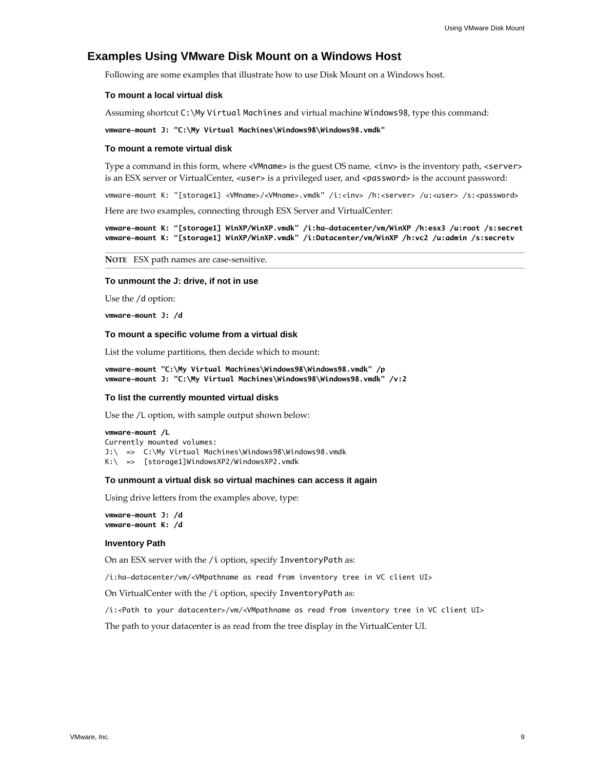## Examples Using VMware Disk Mount on a Windows Host

Following are some examples that illustrate how to use Disk Mount on a Windows host.

#### To mount a local virtual disk

Assuming shortcut `C:\My Virtual Machines` and virtual machine `Windows98`, type this command:

```
vmware-mount J: "C:\My Virtual Machines\Windows98\Windows98.vmdk"
```

#### To mount a remote virtual disk

Type a command in this form, where `<VMname>` is the guest OS name, `<inv>` is the inventory path, `<server>` is an ESX server or VirtualCenter, `<user>` is a privileged user, and `<password>` is the account password:

```
vmware-mount K: "[storage1] <VMname>/<VMname>.vmdk" /i:<inv> /h:<server> /u:<user> /s:<password>
```

Here are two examples, connecting through ESX Server and VirtualCenter:

```
vmware-mount K: "[storage1] WinXP/WinXP.vmdk" /i:ha-datacenter/vm/WinXP /h:esx3 /u:root /s:secret
vmware-mount K: "[storage1] WinXP/WinXP.vmdk" /i:Datacenter/vm/WinXP /h:vc2 /u:admin /s:secretv
```

---

**NOTE** ESX path names are case-sensitive.

---

#### To unmount the J: drive, if not in use

Use the `/d` option:

```
vmware-mount J: /d
```

#### To mount a specific volume from a virtual disk

List the volume partitions, then decide which to mount:

```
vmware-mount "C:\My Virtual Machines\Windows98\Windows98.vmdk" /p
vmware-mount J: "C:\My Virtual Machines\Windows98\Windows98.vmdk" /v:2
```

#### To list the currently mounted virtual disks

Use the `/L` option, with sample output shown below:

```
vmware-mount /L
Currently mounted volumes:
J:\  =>  C:\My Virtual Machines\Windows98\Windows98.vmdk
K:\  =>  [storage1]WindowsXP2/WindowsXP2.vmdk
```

#### To unmount a virtual disk so virtual machines can access it again

Using drive letters from the examples above, type:

```
vmware-mount J: /d
vmware-mount K: /d
```

#### Inventory Path

On an ESX server with the `/i` option, specify `InventoryPath` as:

```
/i:ha-datacenter/vm/<VMpathname as read from inventory tree in VC client UI>
```

On VirtualCenter with the `/i` option, specify `InventoryPath` as:

```
/i:<Path to your datacenter>/vm/<VMpathname as read from inventory tree in VC client UI>
```

The path to your datacenter is as read from the tree display in the VirtualCenter UI.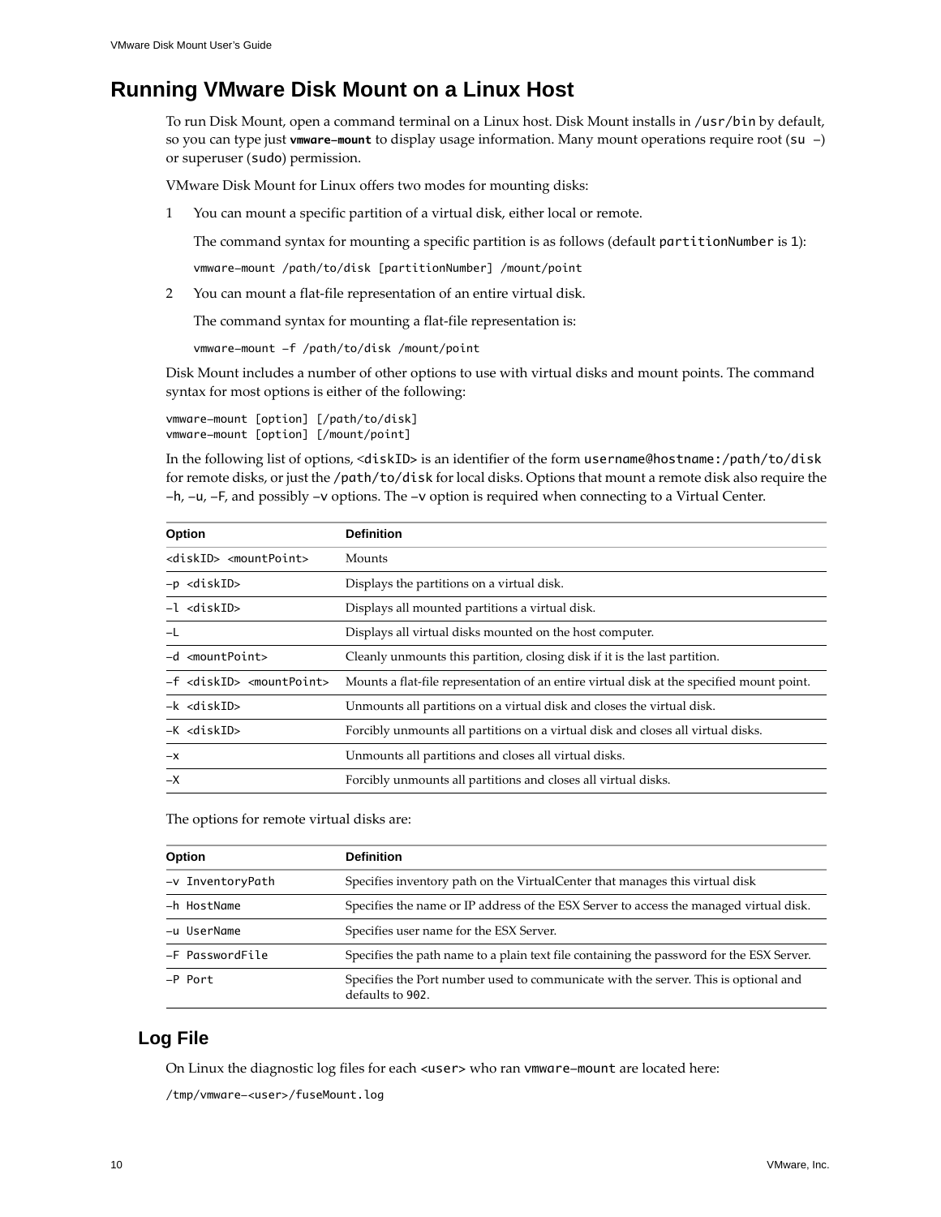# Running VMware Disk Mount on a Linux Host

To run Disk Mount, open a command terminal on a Linux host. Disk Mount installs in `/usr/bin` by default, so you can type just **`vmware-mount`** to display usage information. Many mount operations require root (`su -`) or superuser (`sudo`) permission.

VMware Disk Mount for Linux offers two modes for mounting disks:

1. You can mount a specific partition of a virtual disk, either local or remote.

   The command syntax for mounting a specific partition is as follows (default `partitionNumber` is `1`):

   ```
   vmware-mount /path/to/disk [partitionNumber] /mount/point
   ```

2. You can mount a flat-file representation of an entire virtual disk.

   The command syntax for mounting a flat-file representation is:

   ```
   vmware-mount -f /path/to/disk /mount/point
   ```

Disk Mount includes a number of other options to use with virtual disks and mount points. The command syntax for most options is either of the following:

```
vmware-mount [option] [/path/to/disk]
vmware-mount [option] [/mount/point]
```

In the following list of options, <`diskID`> is an identifier of the form `username@hostname:/path/to/disk` for remote disks, or just the `/path/to/disk` for local disks. Options that mount a remote disk also require the `-h`, `-u`, `-F`, and possibly `-v` options. The `-v` option is required when connecting to a Virtual Center.

| Option | Definition |
|---|---|
| `<diskID> <mountPoint>` | Mounts |
| `-p <diskID>` | Displays the partitions on a virtual disk. |
| `-l <diskID>` | Displays all mounted partitions a virtual disk. |
| `-L` | Displays all virtual disks mounted on the host computer. |
| `-d <mountPoint>` | Cleanly unmounts this partition, closing disk if it is the last partition. |
| `-f <diskID> <mountPoint>` | Mounts a flat-file representation of an entire virtual disk at the specified mount point. |
| `-k <diskID>` | Unmounts all partitions on a virtual disk and closes the virtual disk. |
| `-K <diskID>` | Forcibly unmounts all partitions on a virtual disk and closes all virtual disks. |
| `-x` | Unmounts all partitions and closes all virtual disks. |
| `-X` | Forcibly unmounts all partitions and closes all virtual disks. |

The options for remote virtual disks are:

| Option | Definition |
|---|---|
| `-v InventoryPath` | Specifies inventory path on the VirtualCenter that manages this virtual disk |
| `-h HostName` | Specifies the name or IP address of the ESX Server to access the managed virtual disk. |
| `-u UserName` | Specifies user name for the ESX Server. |
| `-F PasswordFile` | Specifies the path name to a plain text file containing the password for the ESX Server. |
| `-P Port` | Specifies the Port number used to communicate with the server. This is optional and defaults to `902`. |

## Log File

On Linux the diagnostic log files for each `<user>` who ran `vmware-mount` are located here:

```
/tmp/vmware-<user>/fuseMount.log
```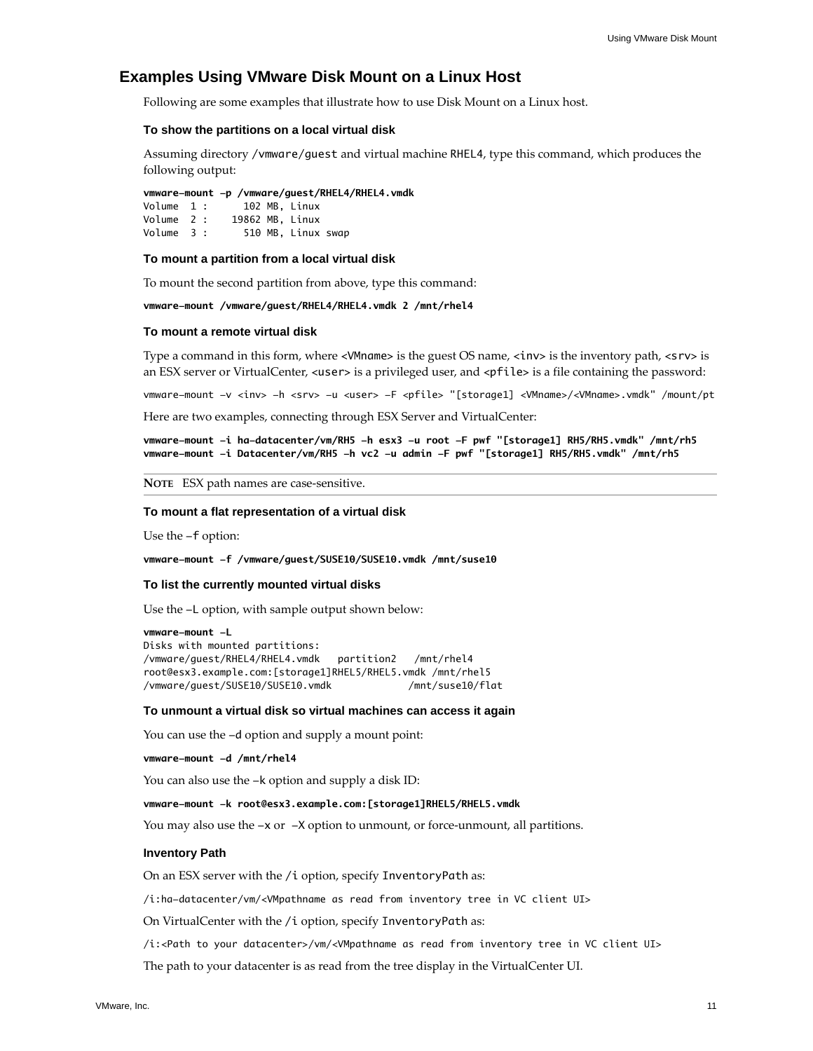## Examples Using VMware Disk Mount on a Linux Host

Following are some examples that illustrate how to use Disk Mount on a Linux host.

#### To show the partitions on a local virtual disk

Assuming directory `/vmware/guest` and virtual machine `RHEL4`, type this command, which produces the following output:

```
vmware-mount -p /vmware/guest/RHEL4/RHEL4.vmdk
Volume  1 :      102 MB, Linux
Volume  2 :    19862 MB, Linux
Volume  3 :      510 MB, Linux swap
```

#### To mount a partition from a local virtual disk

To mount the second partition from above, type this command:

```
vmware-mount /vmware/guest/RHEL4/RHEL4.vmdk 2 /mnt/rhel4
```

#### To mount a remote virtual disk

Type a command in this form, where `<VMname>` is the guest OS name, `<inv>` is the inventory path, `<srv>` is an ESX server or VirtualCenter, `<user>` is a privileged user, and `<pfile>` is a file containing the password:

```
vmware-mount -v <inv> -h <srv> -u <user> -F <pfile> "[storage1] <VMname>/<VMname>.vmdk" /mount/pt
```

Here are two examples, connecting through ESX Server and VirtualCenter:

```
vmware-mount -i ha-datacenter/vm/RH5 -h esx3 -u root -F pwf "[storage1] RH5/RH5.vmdk" /mnt/rh5
vmware-mount -i Datacenter/vm/RH5 -h vc2 -u admin -F pwf "[storage1] RH5/RH5.vmdk" /mnt/rh5
```

**NOTE** ESX path names are case-sensitive.

#### To mount a flat representation of a virtual disk

Use the `-f` option:

```
vmware-mount -f /vmware/guest/SUSE10/SUSE10.vmdk /mnt/suse10
```

#### To list the currently mounted virtual disks

Use the `-L` option, with sample output shown below:

```
vmware-mount -L
Disks with mounted partitions:
/vmware/guest/RHEL4/RHEL4.vmdk   partition2   /mnt/rhel4
root@esx3.example.com:[storage1]RHEL5/RHEL5.vmdk /mnt/rhel5
/vmware/guest/SUSE10/SUSE10.vmdk             /mnt/suse10/flat
```

#### To unmount a virtual disk so virtual machines can access it again

You can use the `-d` option and supply a mount point:

```
vmware-mount -d /mnt/rhel4
```

You can also use the `-k` option and supply a disk ID:

```
vmware-mount -k root@esx3.example.com:[storage1]RHEL5/RHEL5.vmdk
```

You may also use the `-x` or `-X` option to unmount, or force-unmount, all partitions.

#### Inventory Path

On an ESX server with the `/i` option, specify `InventoryPath` as:

```
/i:ha-datacenter/vm/<VMpathname as read from inventory tree in VC client UI>
```

On VirtualCenter with the `/i` option, specify `InventoryPath` as:

```
/i:<Path to your datacenter>/vm/<VMpathname as read from inventory tree in VC client UI>
```

The path to your datacenter is as read from the tree display in the VirtualCenter UI.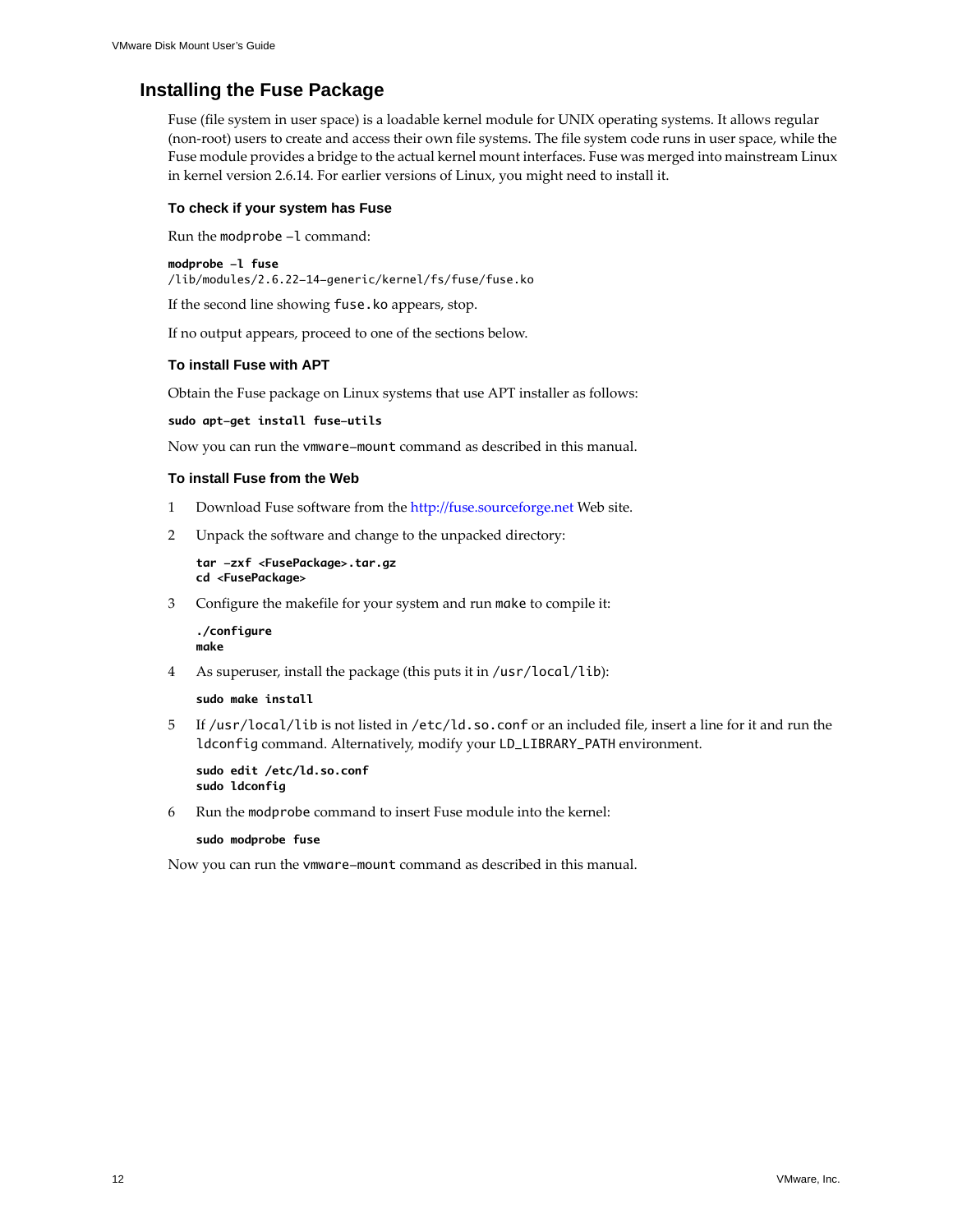## Installing the Fuse Package

Fuse (file system in user space) is a loadable kernel module for UNIX operating systems. It allows regular (non-root) users to create and access their own file systems. The file system code runs in user space, while the Fuse module provides a bridge to the actual kernel mount interfaces. Fuse was merged into mainstream Linux in kernel version 2.6.14. For earlier versions of Linux, you might need to install it.

### To check if your system has Fuse

Run the `modprobe -l` command:

```
modprobe -l fuse
/lib/modules/2.6.22-14-generic/kernel/fs/fuse/fuse.ko
```

If the second line showing `fuse.ko` appears, stop.

If no output appears, proceed to one of the sections below.

### To install Fuse with APT

Obtain the Fuse package on Linux systems that use APT installer as follows:

```
sudo apt-get install fuse-utils
```

Now you can run the `vmware-mount` command as described in this manual.

### To install Fuse from the Web

1. Download Fuse software from the http://fuse.sourceforge.net Web site.
2. Unpack the software and change to the unpacked directory:

   ```
   tar -zxf <FusePackage>.tar.gz
   cd <FusePackage>
   ```

3. Configure the makefile for your system and run `make` to compile it:

   ```
   ./configure
   make
   ```

4. As superuser, install the package (this puts it in `/usr/local/lib`):

   ```
   sudo make install
   ```

5. If `/usr/local/lib` is not listed in `/etc/ld.so.conf` or an included file, insert a line for it and run the `ldconfig` command. Alternatively, modify your `LD_LIBRARY_PATH` environment.

   ```
   sudo edit /etc/ld.so.conf
   sudo ldconfig
   ```

6. Run the `modprobe` command to insert Fuse module into the kernel:

   ```
   sudo modprobe fuse
   ```

Now you can run the `vmware-mount` command as described in this manual.